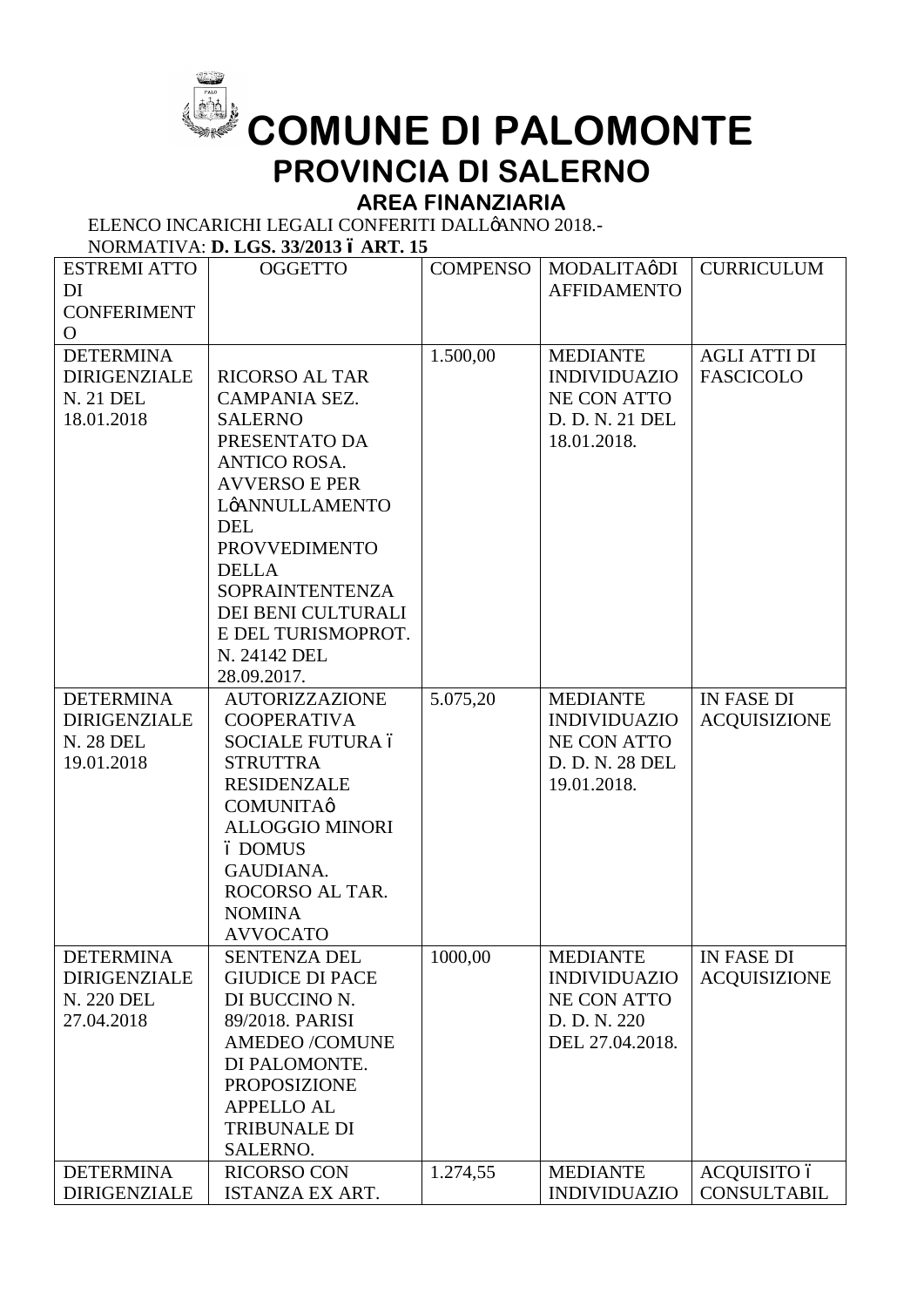# COMUNE DI PALOMONTE

## PROVINCIA DI SALERNO

### AREA FINANZIARIA

ELENCO INCARICHI LEGALI CONFERITI DALL'ANNO 2018.-

NORMATIVA: **D. LGS. 33/2013 – ART. 15**

| ESTREMI ATTO DI CONFERIMENTO | OGGETTO | COMPENSO | MODALITA' DI AFFIDAMENTO | CURRICULUM |
|---|---|---|---|---|
| DETERMINA DIRIGENZIALE N. 21 DEL 18.01.2018 | RICORSO AL TAR CAMPANIA SEZ. SALERNO PRESENTATO DA ANTICO ROSA. AVVERSO E PER L'ANNULLAMENTO DEL PROVVEDIMENTO DELLA SOPRAINTENTENZA DEI BENI CULTURALI E DEL TURISMOPROT. N. 24142 DEL 28.09.2017. | 1.500,00 | MEDIANTE INDIVIDUAZIONE CON ATTO D. D. N. 21 DEL 18.01.2018. | AGLI ATTI DI FASCICOLO |
| DETERMINA DIRIGENZIALE N. 28 DEL 19.01.2018 | AUTORIZZAZIONE COOPERATIVA SOCIALE FUTURA – STRUTTRA RESIDENZALE COMUNITA' ALLOGGIO MINORI – DOMUS GAUDIANA. ROCORSO AL TAR. NOMINA AVVOCATO | 5.075,20 | MEDIANTE INDIVIDUAZIONE CON ATTO D. D. N. 28 DEL 19.01.2018. | IN FASE DI ACQUISIZIONE |
| DETERMINA DIRIGENZIALE N. 220 DEL 27.04.2018 | SENTENZA DEL GIUDICE DI PACE DI BUCCINO N. 89/2018. PARISI AMEDEO /COMUNE DI PALOMONTE. PROPOSIZIONE APPELLO AL TRIBUNALE DI SALERNO. | 1000,00 | MEDIANTE INDIVIDUAZIONE CON ATTO D. D. N. 220 DEL 27.04.2018. | IN FASE DI ACQUISIZIONE |
| DETERMINA DIRIGENZIALE | RICORSO CON ISTANZA EX ART. | 1.274,55 | MEDIANTE INDIVIDUAZIO | ACQUISITO – CONSULTABIL |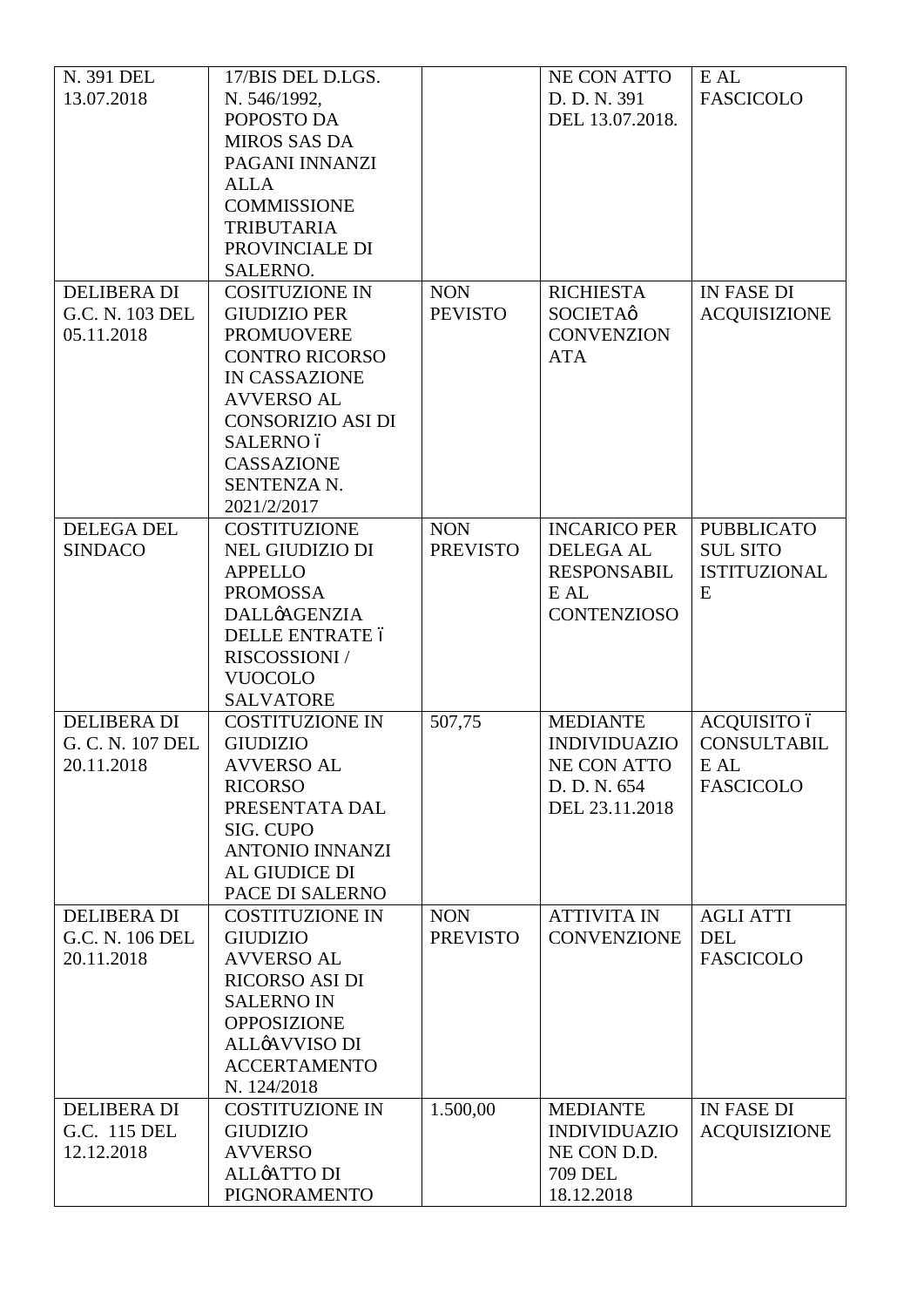| N. 391 DEL 13.07.2018 | 17/BIS DEL D.LGS. N. 546/1992, POPOSTO DA MIROS SAS DA PAGANI INNANZI ALLA COMMISSIONE TRIBUTARIA PROVINCIALE DI SALERNO. | | NE CON ATTO D. D. N. 391 DEL 13.07.2018. | E AL FASCICOLO |
|---|---|---|---|---|
| DELIBERA DI G.C. N. 103 DEL 05.11.2018 | COSITUZIONE IN GIUDIZIO PER PROMUOVERE CONTRO RICORSO IN CASSAZIONE AVVERSO AL CONSORIZIO ASI DI SALERNO ó CASSAZIONE SENTENZA N. 2021/2/2017 | NON PEVISTO | RICHIESTA SOCIETAø CONVENZIONATA | IN FASE DI ACQUISIZIONE |
| DELEGA DEL SINDACO | COSTITUZIONE NEL GIUDIZIO DI APPELLO PROMOSSA DALLøAGENZIA DELLE ENTRATE ó RISCOSSIONI / VUOCOLO SALVATORE | NON PREVISTO | INCARICO PER DELEGA AL RESPONSABILE AL CONTENZIOSO | PUBBLICATO SUL SITO ISTITUZIONALE |
| DELIBERA DI G. C. N. 107 DEL 20.11.2018 | COSTITUZIONE IN GIUDIZIO AVVERSO AL RICORSO PRESENTATA DAL SIG. CUPO ANTONIO INNANZI AL GIUDICE DI PACE DI SALERNO | 507,75 | MEDIANTE INDIVIDUAZIONE CON ATTO D. D. N. 654 DEL 23.11.2018 | ACQUISITO ó CONSULTABILE AL FASCICOLO |
| DELIBERA DI G.C. N. 106 DEL 20.11.2018 | COSTITUZIONE IN GIUDIZIO AVVERSO AL RICORSO ASI DI SALERNO IN OPPOSIZIONE ALLøAVVISO DI ACCERTAMENTO N. 124/2018 | NON PREVISTO | ATTIVITA IN CONVENZIONE | AGLI ATTI DEL FASCICOLO |
| DELIBERA DI G.C. 115 DEL 12.12.2018 | COSTITUZIONE IN GIUDIZIO AVVERSO ALLøATTO DI PIGNORAMENTO | 1.500,00 | MEDIANTE INDIVIDUAZIONE CON D.D. 709 DEL 18.12.2018 | IN FASE DI ACQUISIZIONE |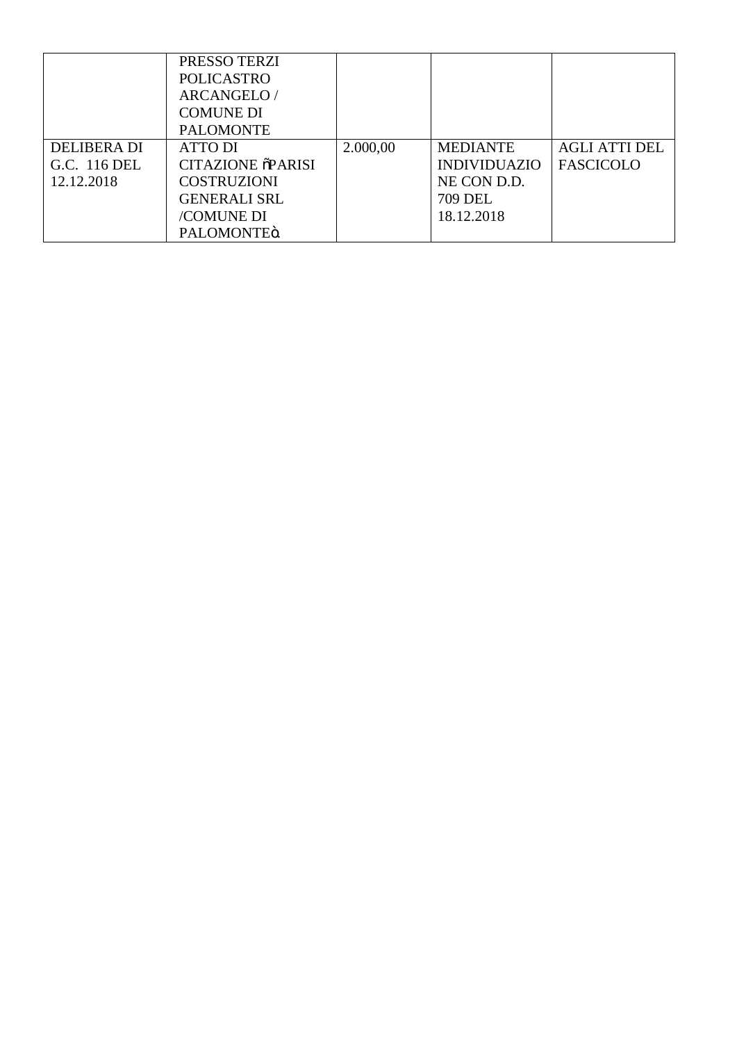| | | | | |
|---|---|---|---|---|
| | PRESSO TERZI POLICASTRO ARCANGELO / COMUNE DI PALOMONTE | | | |
| DELIBERA DI G.C. 116 DEL 12.12.2018 | ATTO DI CITAZIONE ÕPARISI COSTRUZIONI GENERALI SRL /COMUNE DI PALOMONTEÒ. | 2.000,00 | MEDIANTE INDIVIDUAZIONE CON D.D. 709 DEL 18.12.2018 | AGLI ATTI DEL FASCICOLO |